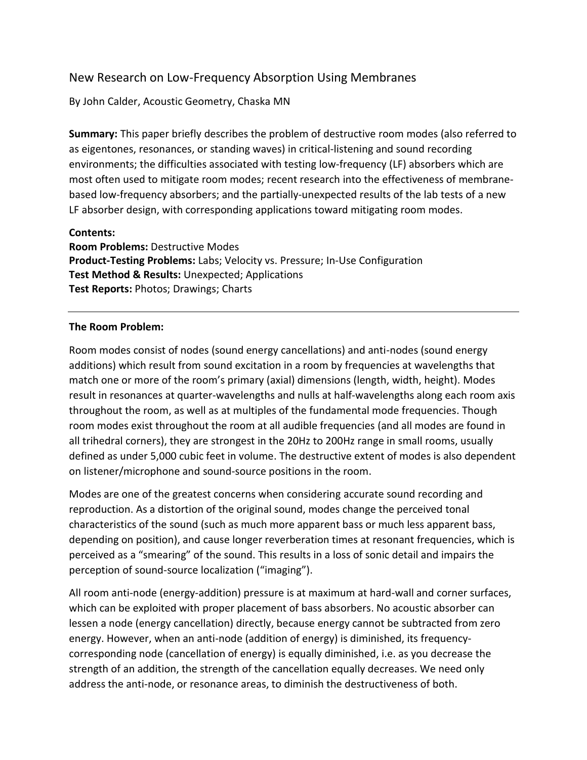# New Research on Low-Frequency Absorption Using Membranes

By John Calder, Acoustic Geometry, Chaska MN

**Summary:** This paper briefly describes the problem of destructive room modes (also referred to as eigentones, resonances, or standing waves) in critical-listening and sound recording environments; the difficulties associated with testing low-frequency (LF) absorbers which are most often used to mitigate room modes; recent research into the effectiveness of membrane-based low-frequency absorbers; and the partially-unexpected results of the lab tests of a new LF absorber design, with corresponding applications toward mitigating room modes.

**Contents:**
**Room Problems:** Destructive Modes
**Product-Testing Problems:** Labs; Velocity vs. Pressure; In-Use Configuration
**Test Method & Results:** Unexpected; Applications
**Test Reports:** Photos; Drawings; Charts

---

**The Room Problem:**

Room modes consist of nodes (sound energy cancellations) and anti-nodes (sound energy additions) which result from sound excitation in a room by frequencies at wavelengths that match one or more of the room's primary (axial) dimensions (length, width, height). Modes result in resonances at quarter-wavelengths and nulls at half-wavelengths along each room axis throughout the room, as well as at multiples of the fundamental mode frequencies. Though room modes exist throughout the room at all audible frequencies (and all modes are found in all trihedral corners), they are strongest in the 20Hz to 200Hz range in small rooms, usually defined as under 5,000 cubic feet in volume. The destructive extent of modes is also dependent on listener/microphone and sound-source positions in the room.

Modes are one of the greatest concerns when considering accurate sound recording and reproduction. As a distortion of the original sound, modes change the perceived tonal characteristics of the sound (such as much more apparent bass or much less apparent bass, depending on position), and cause longer reverberation times at resonant frequencies, which is perceived as a "smearing" of the sound. This results in a loss of sonic detail and impairs the perception of sound-source localization ("imaging").

All room anti-node (energy-addition) pressure is at maximum at hard-wall and corner surfaces, which can be exploited with proper placement of bass absorbers. No acoustic absorber can lessen a node (energy cancellation) directly, because energy cannot be subtracted from zero energy. However, when an anti-node (addition of energy) is diminished, its frequency-corresponding node (cancellation of energy) is equally diminished, i.e. as you decrease the strength of an addition, the strength of the cancellation equally decreases. We need only address the anti-node, or resonance areas, to diminish the destructiveness of both.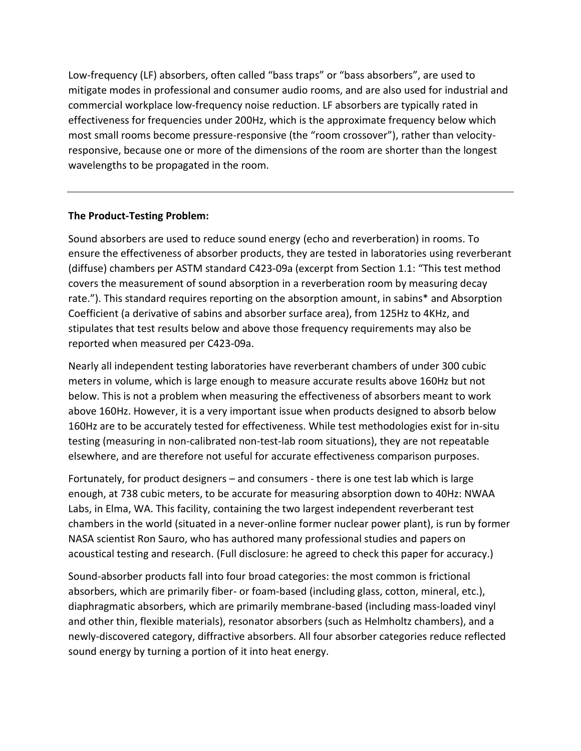Low-frequency (LF) absorbers, often called "bass traps" or "bass absorbers", are used to mitigate modes in professional and consumer audio rooms, and are also used for industrial and commercial workplace low-frequency noise reduction. LF absorbers are typically rated in effectiveness for frequencies under 200Hz, which is the approximate frequency below which most small rooms become pressure-responsive (the "room crossover"), rather than velocity-responsive, because one or more of the dimensions of the room are shorter than the longest wavelengths to be propagated in the room.

---

**The Product-Testing Problem:**

Sound absorbers are used to reduce sound energy (echo and reverberation) in rooms. To ensure the effectiveness of absorber products, they are tested in laboratories using reverberant (diffuse) chambers per ASTM standard C423-09a (excerpt from Section 1.1: "This test method covers the measurement of sound absorption in a reverberation room by measuring decay rate."). This standard requires reporting on the absorption amount, in sabins* and Absorption Coefficient (a derivative of sabins and absorber surface area), from 125Hz to 4KHz, and stipulates that test results below and above those frequency requirements may also be reported when measured per C423-09a.

Nearly all independent testing laboratories have reverberant chambers of under 300 cubic meters in volume, which is large enough to measure accurate results above 160Hz but not below. This is not a problem when measuring the effectiveness of absorbers meant to work above 160Hz. However, it is a very important issue when products designed to absorb below 160Hz are to be accurately tested for effectiveness. While test methodologies exist for in-situ testing (measuring in non-calibrated non-test-lab room situations), they are not repeatable elsewhere, and are therefore not useful for accurate effectiveness comparison purposes.

Fortunately, for product designers – and consumers - there is one test lab which is large enough, at 738 cubic meters, to be accurate for measuring absorption down to 40Hz: NWAA Labs, in Elma, WA. This facility, containing the two largest independent reverberant test chambers in the world (situated in a never-online former nuclear power plant), is run by former NASA scientist Ron Sauro, who has authored many professional studies and papers on acoustical testing and research. (Full disclosure: he agreed to check this paper for accuracy.)

Sound-absorber products fall into four broad categories: the most common is frictional absorbers, which are primarily fiber- or foam-based (including glass, cotton, mineral, etc.), diaphragmatic absorbers, which are primarily membrane-based (including mass-loaded vinyl and other thin, flexible materials), resonator absorbers (such as Helmholtz chambers), and a newly-discovered category, diffractive absorbers. All four absorber categories reduce reflected sound energy by turning a portion of it into heat energy.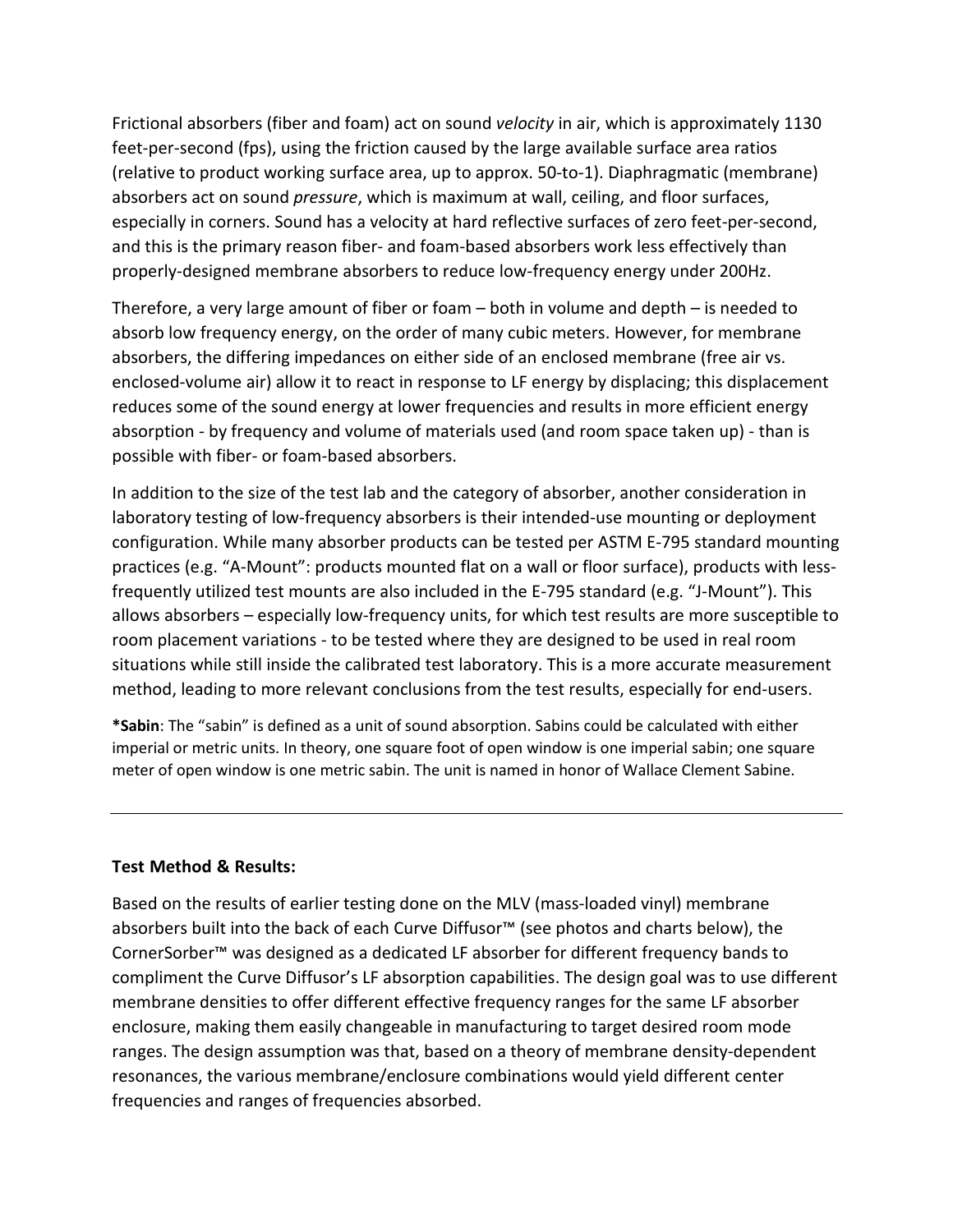Frictional absorbers (fiber and foam) act on sound *velocity* in air, which is approximately 1130 feet-per-second (fps), using the friction caused by the large available surface area ratios (relative to product working surface area, up to approx. 50-to-1). Diaphragmatic (membrane) absorbers act on sound *pressure*, which is maximum at wall, ceiling, and floor surfaces, especially in corners. Sound has a velocity at hard reflective surfaces of zero feet-per-second, and this is the primary reason fiber- and foam-based absorbers work less effectively than properly-designed membrane absorbers to reduce low-frequency energy under 200Hz.

Therefore, a very large amount of fiber or foam – both in volume and depth – is needed to absorb low frequency energy, on the order of many cubic meters. However, for membrane absorbers, the differing impedances on either side of an enclosed membrane (free air vs. enclosed-volume air) allow it to react in response to LF energy by displacing; this displacement reduces some of the sound energy at lower frequencies and results in more efficient energy absorption - by frequency and volume of materials used (and room space taken up) - than is possible with fiber- or foam-based absorbers.

In addition to the size of the test lab and the category of absorber, another consideration in laboratory testing of low-frequency absorbers is their intended-use mounting or deployment configuration. While many absorber products can be tested per ASTM E-795 standard mounting practices (e.g. "A-Mount": products mounted flat on a wall or floor surface), products with less-frequently utilized test mounts are also included in the E-795 standard (e.g. "J-Mount"). This allows absorbers – especially low-frequency units, for which test results are more susceptible to room placement variations - to be tested where they are designed to be used in real room situations while still inside the calibrated test laboratory. This is a more accurate measurement method, leading to more relevant conclusions from the test results, especially for end-users.

**\*Sabin**: The "sabin" is defined as a unit of sound absorption. Sabins could be calculated with either imperial or metric units. In theory, one square foot of open window is one imperial sabin; one square meter of open window is one metric sabin. The unit is named in honor of Wallace Clement Sabine.

---

**Test Method & Results:**

Based on the results of earlier testing done on the MLV (mass-loaded vinyl) membrane absorbers built into the back of each Curve Diffusor™ (see photos and charts below), the CornerSorber™ was designed as a dedicated LF absorber for different frequency bands to compliment the Curve Diffusor's LF absorption capabilities. The design goal was to use different membrane densities to offer different effective frequency ranges for the same LF absorber enclosure, making them easily changeable in manufacturing to target desired room mode ranges. The design assumption was that, based on a theory of membrane density-dependent resonances, the various membrane/enclosure combinations would yield different center frequencies and ranges of frequencies absorbed.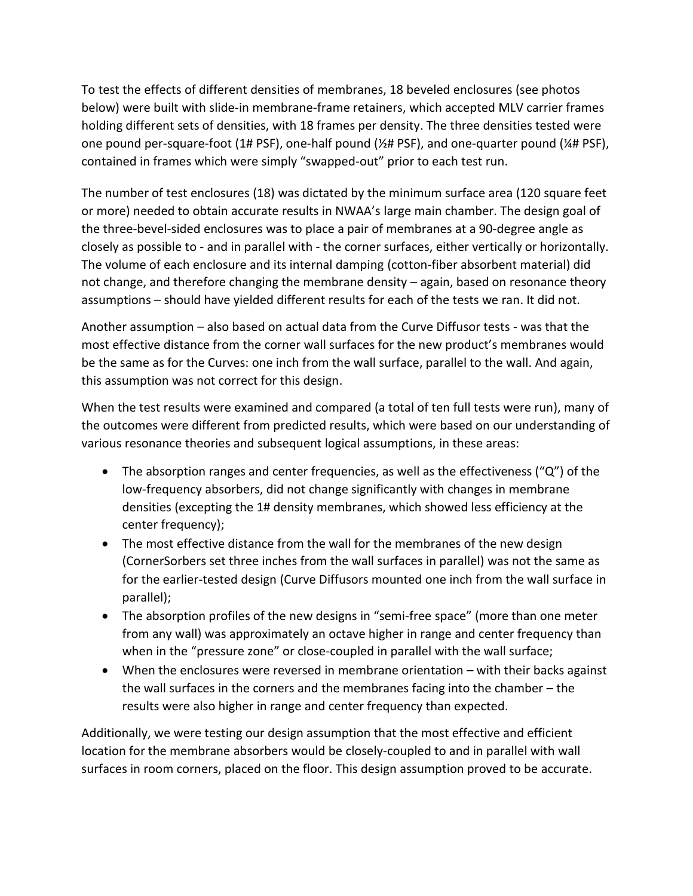To test the effects of different densities of membranes, 18 beveled enclosures (see photos below) were built with slide-in membrane-frame retainers, which accepted MLV carrier frames holding different sets of densities, with 18 frames per density. The three densities tested were one pound per-square-foot (1# PSF), one-half pound (½# PSF), and one-quarter pound (¼# PSF), contained in frames which were simply "swapped-out" prior to each test run.

The number of test enclosures (18) was dictated by the minimum surface area (120 square feet or more) needed to obtain accurate results in NWAA's large main chamber. The design goal of the three-bevel-sided enclosures was to place a pair of membranes at a 90-degree angle as closely as possible to - and in parallel with - the corner surfaces, either vertically or horizontally. The volume of each enclosure and its internal damping (cotton-fiber absorbent material) did not change, and therefore changing the membrane density – again, based on resonance theory assumptions – should have yielded different results for each of the tests we ran. It did not.

Another assumption – also based on actual data from the Curve Diffusor tests - was that the most effective distance from the corner wall surfaces for the new product's membranes would be the same as for the Curves: one inch from the wall surface, parallel to the wall. And again, this assumption was not correct for this design.

When the test results were examined and compared (a total of ten full tests were run), many of the outcomes were different from predicted results, which were based on our understanding of various resonance theories and subsequent logical assumptions, in these areas:

- The absorption ranges and center frequencies, as well as the effectiveness ("Q") of the low-frequency absorbers, did not change significantly with changes in membrane densities (excepting the 1# density membranes, which showed less efficiency at the center frequency);
- The most effective distance from the wall for the membranes of the new design (CornerSorbers set three inches from the wall surfaces in parallel) was not the same as for the earlier-tested design (Curve Diffusors mounted one inch from the wall surface in parallel);
- The absorption profiles of the new designs in "semi-free space" (more than one meter from any wall) was approximately an octave higher in range and center frequency than when in the "pressure zone" or close-coupled in parallel with the wall surface;
- When the enclosures were reversed in membrane orientation – with their backs against the wall surfaces in the corners and the membranes facing into the chamber – the results were also higher in range and center frequency than expected.

Additionally, we were testing our design assumption that the most effective and efficient location for the membrane absorbers would be closely-coupled to and in parallel with wall surfaces in room corners, placed on the floor. This design assumption proved to be accurate.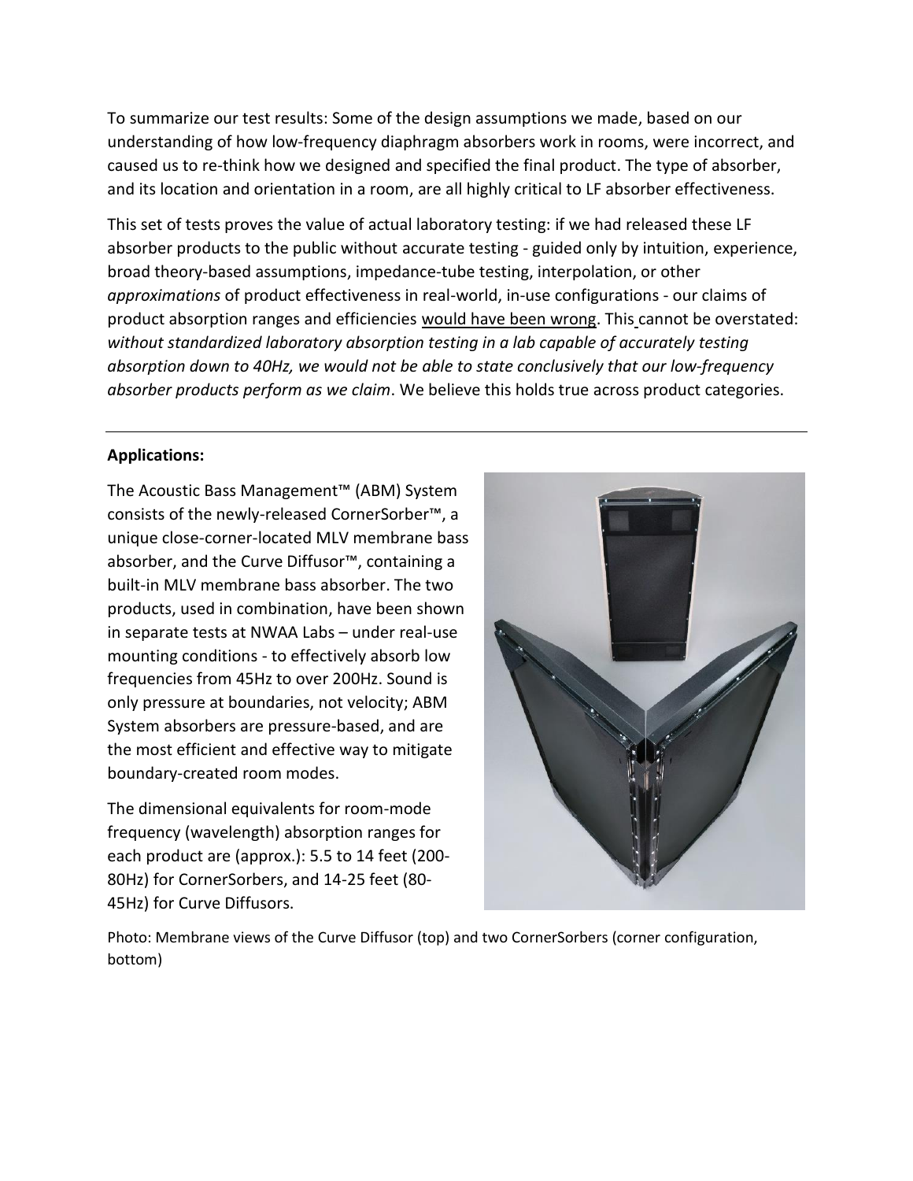To summarize our test results: Some of the design assumptions we made, based on our understanding of how low-frequency diaphragm absorbers work in rooms, were incorrect, and caused us to re-think how we designed and specified the final product. The type of absorber, and its location and orientation in a room, are all highly critical to LF absorber effectiveness.

This set of tests proves the value of actual laboratory testing: if we had released these LF absorber products to the public without accurate testing - guided only by intuition, experience, broad theory-based assumptions, impedance-tube testing, interpolation, or other *approximations* of product effectiveness in real-world, in-use configurations - our claims of product absorption ranges and efficiencies would have been wrong. This cannot be overstated: *without standardized laboratory absorption testing in a lab capable of accurately testing absorption down to 40Hz, we would not be able to state conclusively that our low-frequency absorber products perform as we claim*. We believe this holds true across product categories.

---

**Applications:**

The Acoustic Bass Management™ (ABM) System consists of the newly-released CornerSorber™, a unique close-corner-located MLV membrane bass absorber, and the Curve Diffusor™, containing a built-in MLV membrane bass absorber. The two products, used in combination, have been shown in separate tests at NWAA Labs – under real-use mounting conditions - to effectively absorb low frequencies from 45Hz to over 200Hz. Sound is only pressure at boundaries, not velocity; ABM System absorbers are pressure-based, and are the most efficient and effective way to mitigate boundary-created room modes.

The dimensional equivalents for room-mode frequency (wavelength) absorption ranges for each product are (approx.): 5.5 to 14 feet (200-80Hz) for CornerSorbers, and 14-25 feet (80-45Hz) for Curve Diffusors.

Photo: Membrane views of the Curve Diffusor (top) and two CornerSorbers (corner configuration, bottom)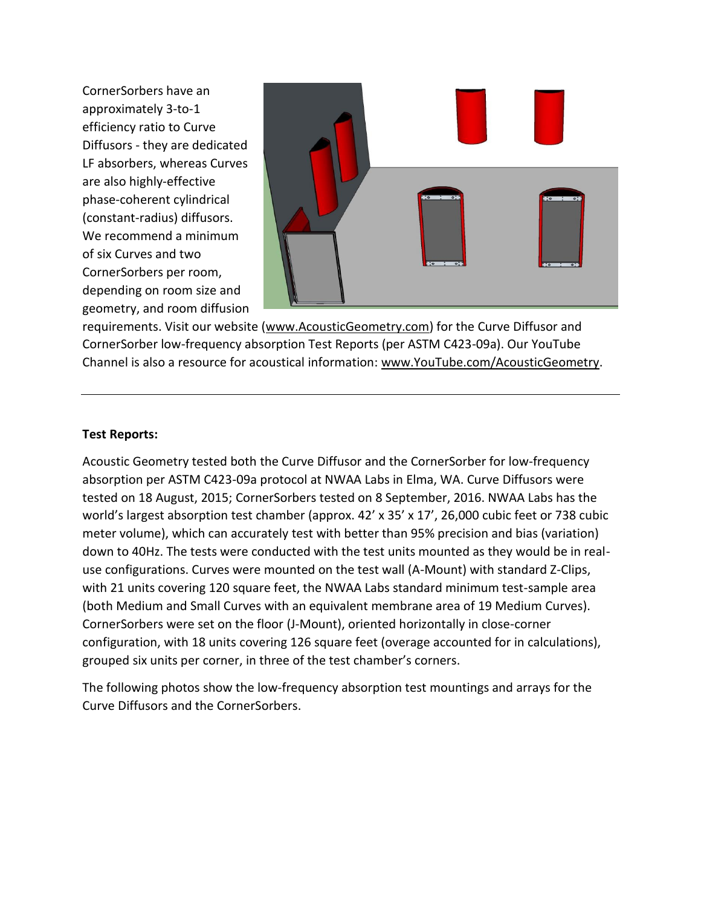CornerSorbers have an approximately 3-to-1 efficiency ratio to Curve Diffusors - they are dedicated LF absorbers, whereas Curves are also highly-effective phase-coherent cylindrical (constant-radius) diffusors. We recommend a minimum of six Curves and two CornerSorbers per room, depending on room size and geometry, and room diffusion requirements. Visit our website (www.AcousticGeometry.com) for the Curve Diffusor and CornerSorber low-frequency absorption Test Reports (per ASTM C423-09a). Our YouTube Channel is also a resource for acoustical information: www.YouTube.com/AcousticGeometry.

---

**Test Reports:**

Acoustic Geometry tested both the Curve Diffusor and the CornerSorber for low-frequency absorption per ASTM C423-09a protocol at NWAA Labs in Elma, WA. Curve Diffusors were tested on 18 August, 2015; CornerSorbers tested on 8 September, 2016. NWAA Labs has the world's largest absorption test chamber (approx. 42' x 35' x 17', 26,000 cubic feet or 738 cubic meter volume), which can accurately test with better than 95% precision and bias (variation) down to 40Hz. The tests were conducted with the test units mounted as they would be in real-use configurations. Curves were mounted on the test wall (A-Mount) with standard Z-Clips, with 21 units covering 120 square feet, the NWAA Labs standard minimum test-sample area (both Medium and Small Curves with an equivalent membrane area of 19 Medium Curves). CornerSorbers were set on the floor (J-Mount), oriented horizontally in close-corner configuration, with 18 units covering 126 square feet (overage accounted for in calculations), grouped six units per corner, in three of the test chamber's corners.

The following photos show the low-frequency absorption test mountings and arrays for the Curve Diffusors and the CornerSorbers.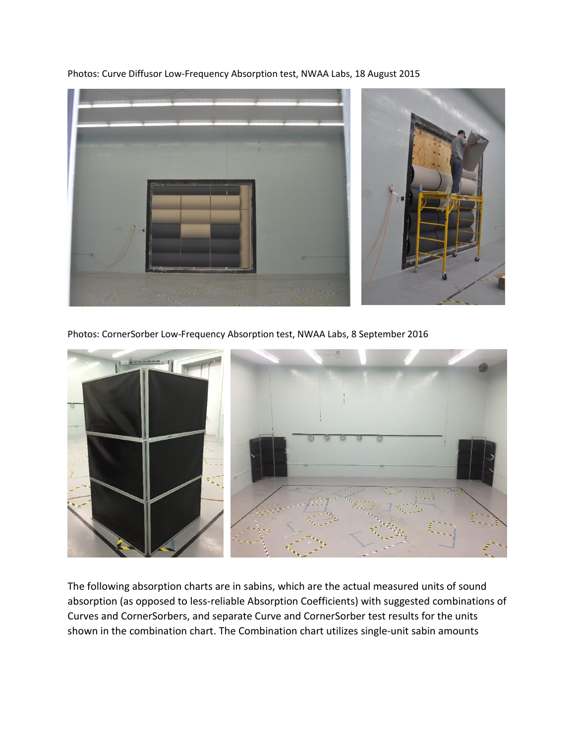Photos: Curve Diffusor Low-Frequency Absorption test, NWAA Labs, 18 August 2015

Photos: CornerSorber Low-Frequency Absorption test, NWAA Labs, 8 September 2016

The following absorption charts are in sabins, which are the actual measured units of sound absorption (as opposed to less-reliable Absorption Coefficients) with suggested combinations of Curves and CornerSorbers, and separate Curve and CornerSorber test results for the units shown in the combination chart. The Combination chart utilizes single-unit sabin amounts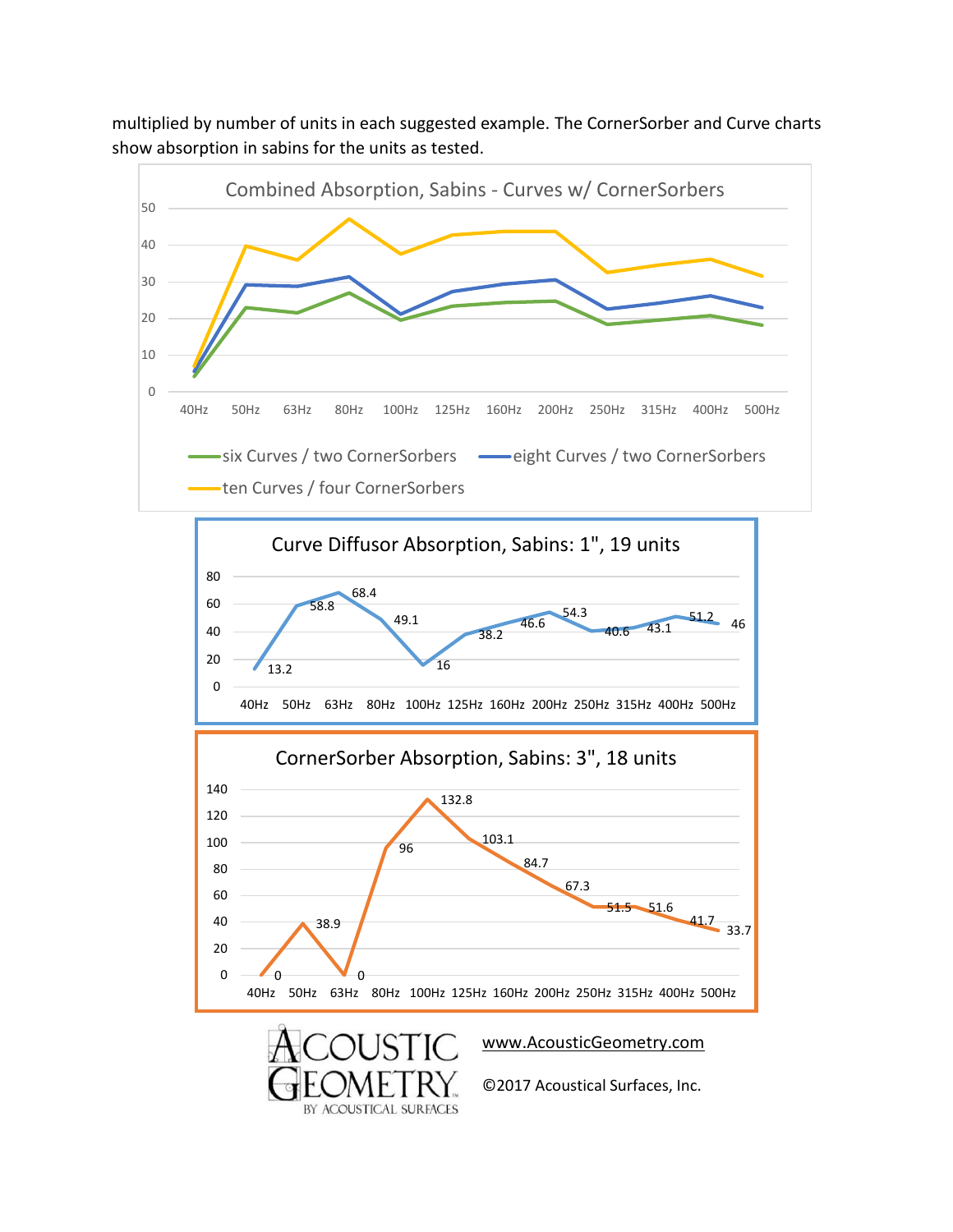multiplied by number of units in each suggested example. The CornerSorber and Curve charts show absorption in sabins for the units as tested.

Combined Absorption, Sabins - Curves w/ CornerSorbers

50
40
30
20
10
0

40Hz 50Hz 63Hz 80Hz 100Hz 125Hz 160Hz 200Hz 250Hz 315Hz 400Hz 500Hz

six Curves / two CornerSorbers
eight Curves / two CornerSorbers
ten Curves / four CornerSorbers

Curve Diffusor Absorption, Sabins: 1", 19 units

80
60
40
20
0

13.2
58.8
68.4
49.1
16
38.2
46.6
54.3
40.6
43.1
51.2
46

40Hz 50Hz 63Hz 80Hz 100Hz 125Hz 160Hz 200Hz 250Hz 315Hz 400Hz 500Hz

CornerSorber Absorption, Sabins: 3", 18 units

140
120
100
80
60
40
20
0

0
38.9
0
96
132.8
103.1
84.7
67.3
51.5
51.6
41.7
33.7

40Hz 50Hz 63Hz 80Hz 100Hz 125Hz 160Hz 200Hz 250Hz 315Hz 400Hz 500Hz

ACOUSTIC GEOMETRY BY ACOUSTICAL SURFACES

www.AcousticGeometry.com

©2017 Acoustical Surfaces, Inc.